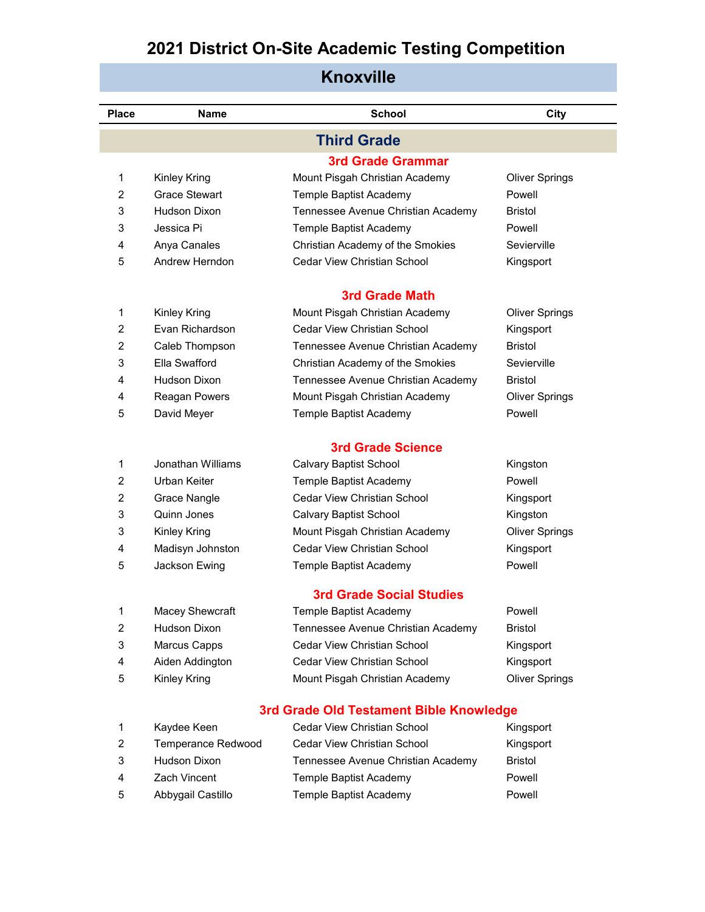# 2021 District On-Site Academic Testing Competition

## Knoxville

| Place | Name | School | City |
|---|---|---|---|

## Third Grade

### 3rd Grade Grammar

| Place | Name | School | City |
|---|---|---|---|
| 1 | Kinley Kring | Mount Pisgah Christian Academy | Oliver Springs |
| 2 | Grace Stewart | Temple Baptist Academy | Powell |
| 3 | Hudson Dixon | Tennessee Avenue Christian Academy | Bristol |
| 3 | Jessica Pi | Temple Baptist Academy | Powell |
| 4 | Anya Canales | Christian Academy of the Smokies | Sevierville |
| 5 | Andrew Herndon | Cedar View Christian School | Kingsport |

### 3rd Grade Math

| Place | Name | School | City |
|---|---|---|---|
| 1 | Kinley Kring | Mount Pisgah Christian Academy | Oliver Springs |
| 2 | Evan Richardson | Cedar View Christian School | Kingsport |
| 2 | Caleb Thompson | Tennessee Avenue Christian Academy | Bristol |
| 3 | Ella Swafford | Christian Academy of the Smokies | Sevierville |
| 4 | Hudson Dixon | Tennessee Avenue Christian Academy | Bristol |
| 4 | Reagan Powers | Mount Pisgah Christian Academy | Oliver Springs |
| 5 | David Meyer | Temple Baptist Academy | Powell |

### 3rd Grade Science

| Place | Name | School | City |
|---|---|---|---|
| 1 | Jonathan Williams | Calvary Baptist School | Kingston |
| 2 | Urban Keiter | Temple Baptist Academy | Powell |
| 2 | Grace Nangle | Cedar View Christian School | Kingsport |
| 3 | Quinn Jones | Calvary Baptist School | Kingston |
| 3 | Kinley Kring | Mount Pisgah Christian Academy | Oliver Springs |
| 4 | Madisyn Johnston | Cedar View Christian School | Kingsport |
| 5 | Jackson Ewing | Temple Baptist Academy | Powell |

### 3rd Grade Social Studies

| Place | Name | School | City |
|---|---|---|---|
| 1 | Macey Shewcraft | Temple Baptist Academy | Powell |
| 2 | Hudson Dixon | Tennessee Avenue Christian Academy | Bristol |
| 3 | Marcus Capps | Cedar View Christian School | Kingsport |
| 4 | Aiden Addington | Cedar View Christian School | Kingsport |
| 5 | Kinley Kring | Mount Pisgah Christian Academy | Oliver Springs |

### 3rd Grade Old Testament Bible Knowledge

| Place | Name | School | City |
|---|---|---|---|
| 1 | Kaydee Keen | Cedar View Christian School | Kingsport |
| 2 | Temperance Redwood | Cedar View Christian School | Kingsport |
| 3 | Hudson Dixon | Tennessee Avenue Christian Academy | Bristol |
| 4 | Zach Vincent | Temple Baptist Academy | Powell |
| 5 | Abbygail Castillo | Temple Baptist Academy | Powell |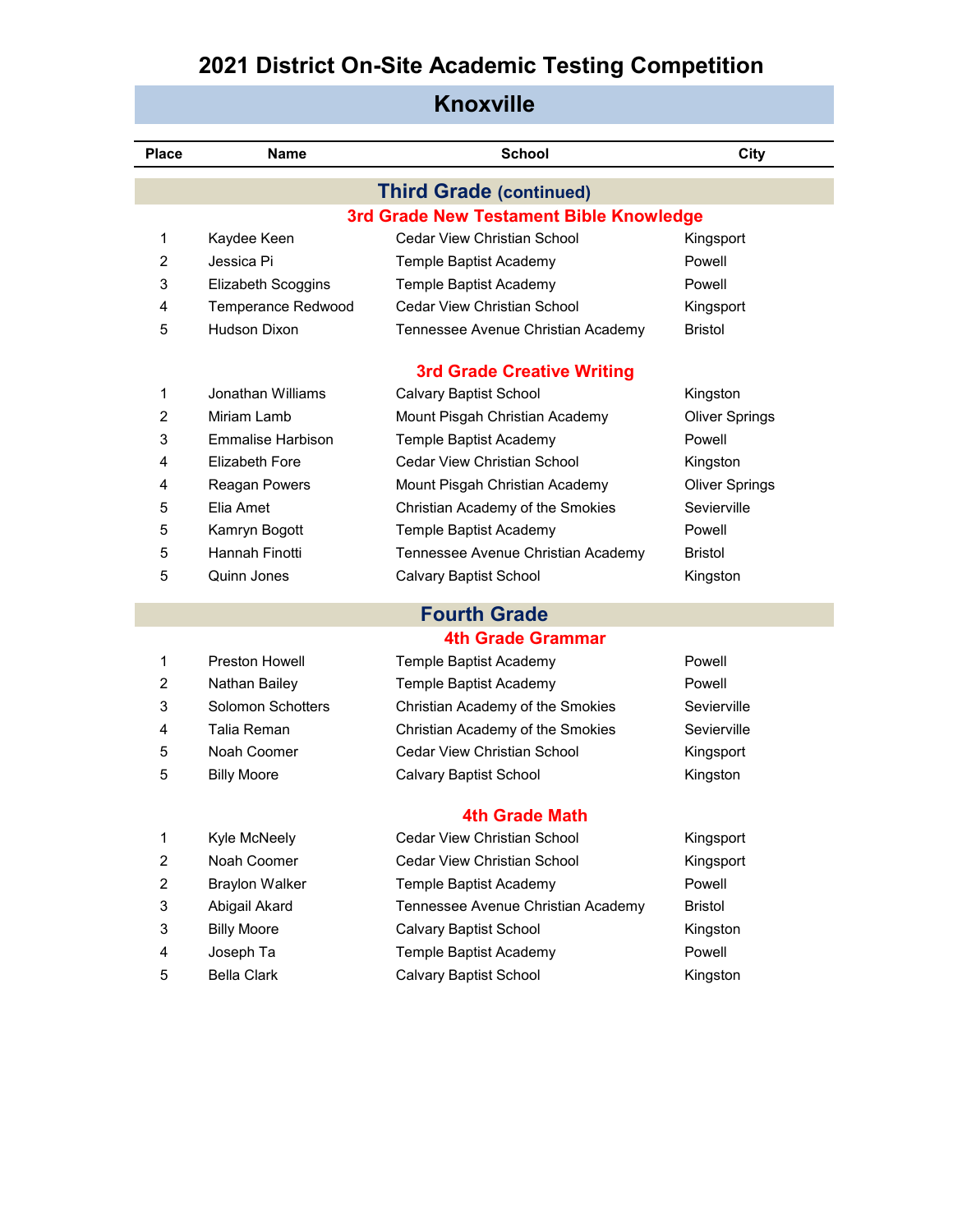# 2021 District On-Site Academic Testing Competition

## Knoxville

| Place | Name | School | City |
|---|---|---|---|

### Third Grade (continued)

#### 3rd Grade New Testament Bible Knowledge

| Place | Name | School | City |
|---|---|---|---|
| 1 | Kaydee Keen | Cedar View Christian School | Kingsport |
| 2 | Jessica Pi | Temple Baptist Academy | Powell |
| 3 | Elizabeth Scoggins | Temple Baptist Academy | Powell |
| 4 | Temperance Redwood | Cedar View Christian School | Kingsport |
| 5 | Hudson Dixon | Tennessee Avenue Christian Academy | Bristol |

#### 3rd Grade Creative Writing

| Place | Name | School | City |
|---|---|---|---|
| 1 | Jonathan Williams | Calvary Baptist School | Kingston |
| 2 | Miriam Lamb | Mount Pisgah Christian Academy | Oliver Springs |
| 3 | Emmalise Harbison | Temple Baptist Academy | Powell |
| 4 | Elizabeth Fore | Cedar View Christian School | Kingston |
| 4 | Reagan Powers | Mount Pisgah Christian Academy | Oliver Springs |
| 5 | Elia Amet | Christian Academy of the Smokies | Sevierville |
| 5 | Kamryn Bogott | Temple Baptist Academy | Powell |
| 5 | Hannah Finotti | Tennessee Avenue Christian Academy | Bristol |
| 5 | Quinn Jones | Calvary Baptist School | Kingston |

### Fourth Grade

#### 4th Grade Grammar

| Place | Name | School | City |
|---|---|---|---|
| 1 | Preston Howell | Temple Baptist Academy | Powell |
| 2 | Nathan Bailey | Temple Baptist Academy | Powell |
| 3 | Solomon Schotters | Christian Academy of the Smokies | Sevierville |
| 4 | Talia Reman | Christian Academy of the Smokies | Sevierville |
| 5 | Noah Coomer | Cedar View Christian School | Kingsport |
| 5 | Billy Moore | Calvary Baptist School | Kingston |

#### 4th Grade Math

| Place | Name | School | City |
|---|---|---|---|
| 1 | Kyle McNeely | Cedar View Christian School | Kingsport |
| 2 | Noah Coomer | Cedar View Christian School | Kingsport |
| 2 | Braylon Walker | Temple Baptist Academy | Powell |
| 3 | Abigail Akard | Tennessee Avenue Christian Academy | Bristol |
| 3 | Billy Moore | Calvary Baptist School | Kingston |
| 4 | Joseph Ta | Temple Baptist Academy | Powell |
| 5 | Bella Clark | Calvary Baptist School | Kingston |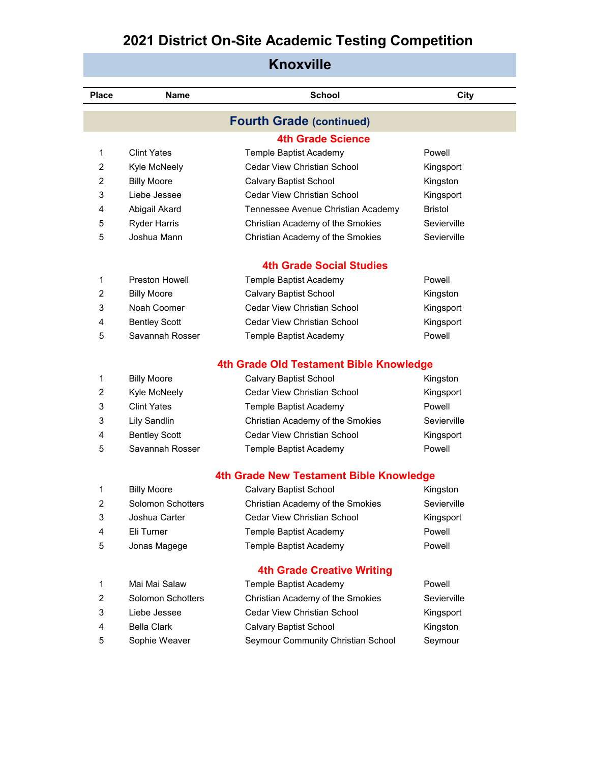# 2021 District On-Site Academic Testing Competition

## Knoxville

| Place | Name | School | City |
|---|---|---|---|

## Fourth Grade (continued)

### 4th Grade Science

| Place | Name | School | City |
|---|---|---|---|
| 1 | Clint Yates | Temple Baptist Academy | Powell |
| 2 | Kyle McNeely | Cedar View Christian School | Kingsport |
| 2 | Billy Moore | Calvary Baptist School | Kingston |
| 3 | Liebe Jessee | Cedar View Christian School | Kingsport |
| 4 | Abigail Akard | Tennessee Avenue Christian Academy | Bristol |
| 5 | Ryder Harris | Christian Academy of the Smokies | Sevierville |
| 5 | Joshua Mann | Christian Academy of the Smokies | Sevierville |

### 4th Grade Social Studies

| Place | Name | School | City |
|---|---|---|---|
| 1 | Preston Howell | Temple Baptist Academy | Powell |
| 2 | Billy Moore | Calvary Baptist School | Kingston |
| 3 | Noah Coomer | Cedar View Christian School | Kingsport |
| 4 | Bentley Scott | Cedar View Christian School | Kingsport |
| 5 | Savannah Rosser | Temple Baptist Academy | Powell |

### 4th Grade Old Testament Bible Knowledge

| Place | Name | School | City |
|---|---|---|---|
| 1 | Billy Moore | Calvary Baptist School | Kingston |
| 2 | Kyle McNeely | Cedar View Christian School | Kingsport |
| 3 | Clint Yates | Temple Baptist Academy | Powell |
| 3 | Lily Sandlin | Christian Academy of the Smokies | Sevierville |
| 4 | Bentley Scott | Cedar View Christian School | Kingsport |
| 5 | Savannah Rosser | Temple Baptist Academy | Powell |

### 4th Grade New Testament Bible Knowledge

| Place | Name | School | City |
|---|---|---|---|
| 1 | Billy Moore | Calvary Baptist School | Kingston |
| 2 | Solomon Schotters | Christian Academy of the Smokies | Sevierville |
| 3 | Joshua Carter | Cedar View Christian School | Kingsport |
| 4 | Eli Turner | Temple Baptist Academy | Powell |
| 5 | Jonas Magege | Temple Baptist Academy | Powell |

### 4th Grade Creative Writing

| Place | Name | School | City |
|---|---|---|---|
| 1 | Mai Mai Salaw | Temple Baptist Academy | Powell |
| 2 | Solomon Schotters | Christian Academy of the Smokies | Sevierville |
| 3 | Liebe Jessee | Cedar View Christian School | Kingsport |
| 4 | Bella Clark | Calvary Baptist School | Kingston |
| 5 | Sophie Weaver | Seymour Community Christian School | Seymour |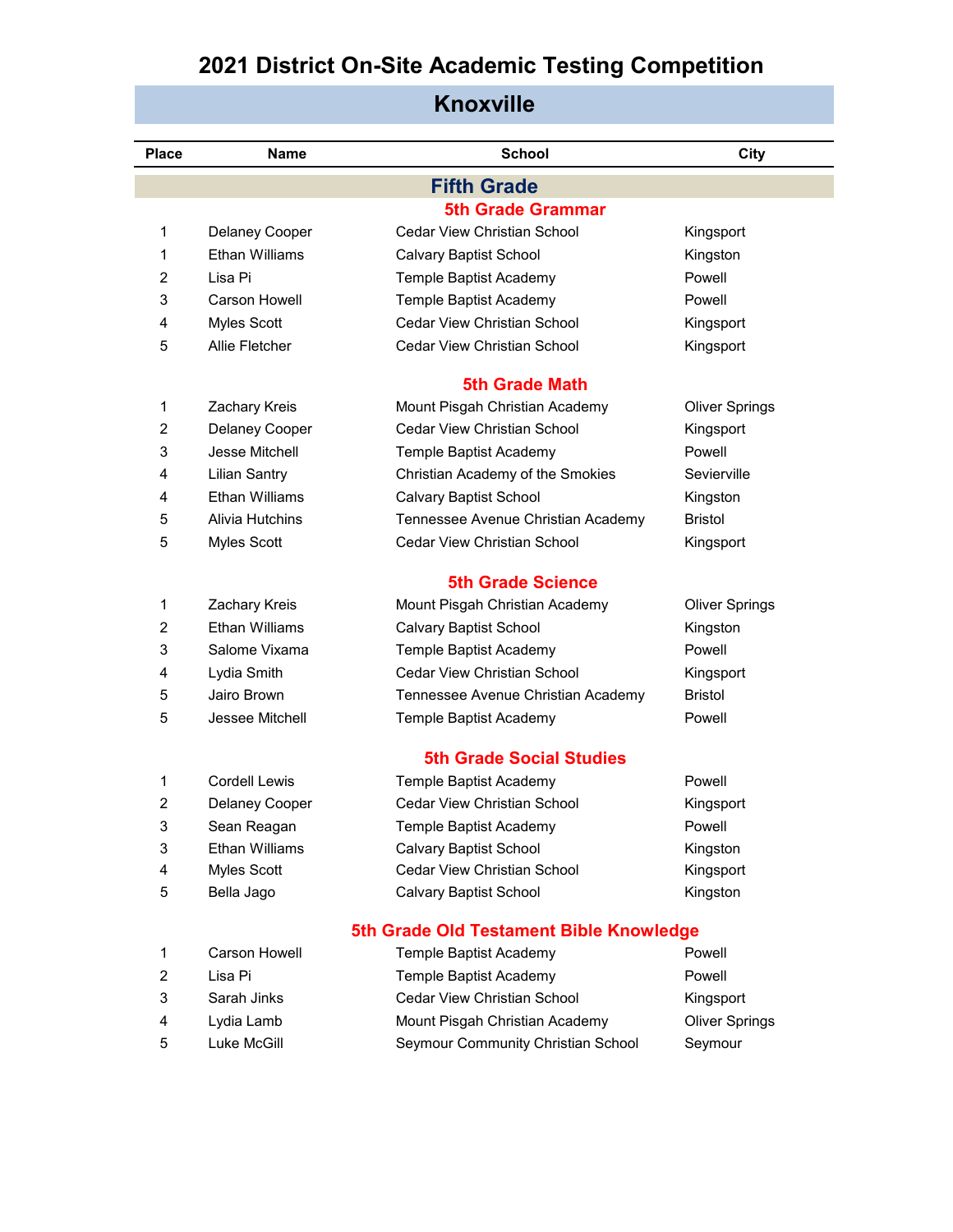# 2021 District On-Site Academic Testing Competition

## Knoxville

| Place | Name | School | City |
|---|---|---|---|

### Fifth Grade

#### 5th Grade Grammar

| Place | Name | School | City |
|---|---|---|---|
| 1 | Delaney Cooper | Cedar View Christian School | Kingsport |
| 1 | Ethan Williams | Calvary Baptist School | Kingston |
| 2 | Lisa Pi | Temple Baptist Academy | Powell |
| 3 | Carson Howell | Temple Baptist Academy | Powell |
| 4 | Myles Scott | Cedar View Christian School | Kingsport |
| 5 | Allie Fletcher | Cedar View Christian School | Kingsport |

#### 5th Grade Math

| Place | Name | School | City |
|---|---|---|---|
| 1 | Zachary Kreis | Mount Pisgah Christian Academy | Oliver Springs |
| 2 | Delaney Cooper | Cedar View Christian School | Kingsport |
| 3 | Jesse Mitchell | Temple Baptist Academy | Powell |
| 4 | Lilian Santry | Christian Academy of the Smokies | Sevierville |
| 4 | Ethan Williams | Calvary Baptist School | Kingston |
| 5 | Alivia Hutchins | Tennessee Avenue Christian Academy | Bristol |
| 5 | Myles Scott | Cedar View Christian School | Kingsport |

#### 5th Grade Science

| Place | Name | School | City |
|---|---|---|---|
| 1 | Zachary Kreis | Mount Pisgah Christian Academy | Oliver Springs |
| 2 | Ethan Williams | Calvary Baptist School | Kingston |
| 3 | Salome Vixama | Temple Baptist Academy | Powell |
| 4 | Lydia Smith | Cedar View Christian School | Kingsport |
| 5 | Jairo Brown | Tennessee Avenue Christian Academy | Bristol |
| 5 | Jessee Mitchell | Temple Baptist Academy | Powell |

#### 5th Grade Social Studies

| Place | Name | School | City |
|---|---|---|---|
| 1 | Cordell Lewis | Temple Baptist Academy | Powell |
| 2 | Delaney Cooper | Cedar View Christian School | Kingsport |
| 3 | Sean Reagan | Temple Baptist Academy | Powell |
| 3 | Ethan Williams | Calvary Baptist School | Kingston |
| 4 | Myles Scott | Cedar View Christian School | Kingsport |
| 5 | Bella Jago | Calvary Baptist School | Kingston |

#### 5th Grade Old Testament Bible Knowledge

| Place | Name | School | City |
|---|---|---|---|
| 1 | Carson Howell | Temple Baptist Academy | Powell |
| 2 | Lisa Pi | Temple Baptist Academy | Powell |
| 3 | Sarah Jinks | Cedar View Christian School | Kingsport |
| 4 | Lydia Lamb | Mount Pisgah Christian Academy | Oliver Springs |
| 5 | Luke McGill | Seymour Community Christian School | Seymour |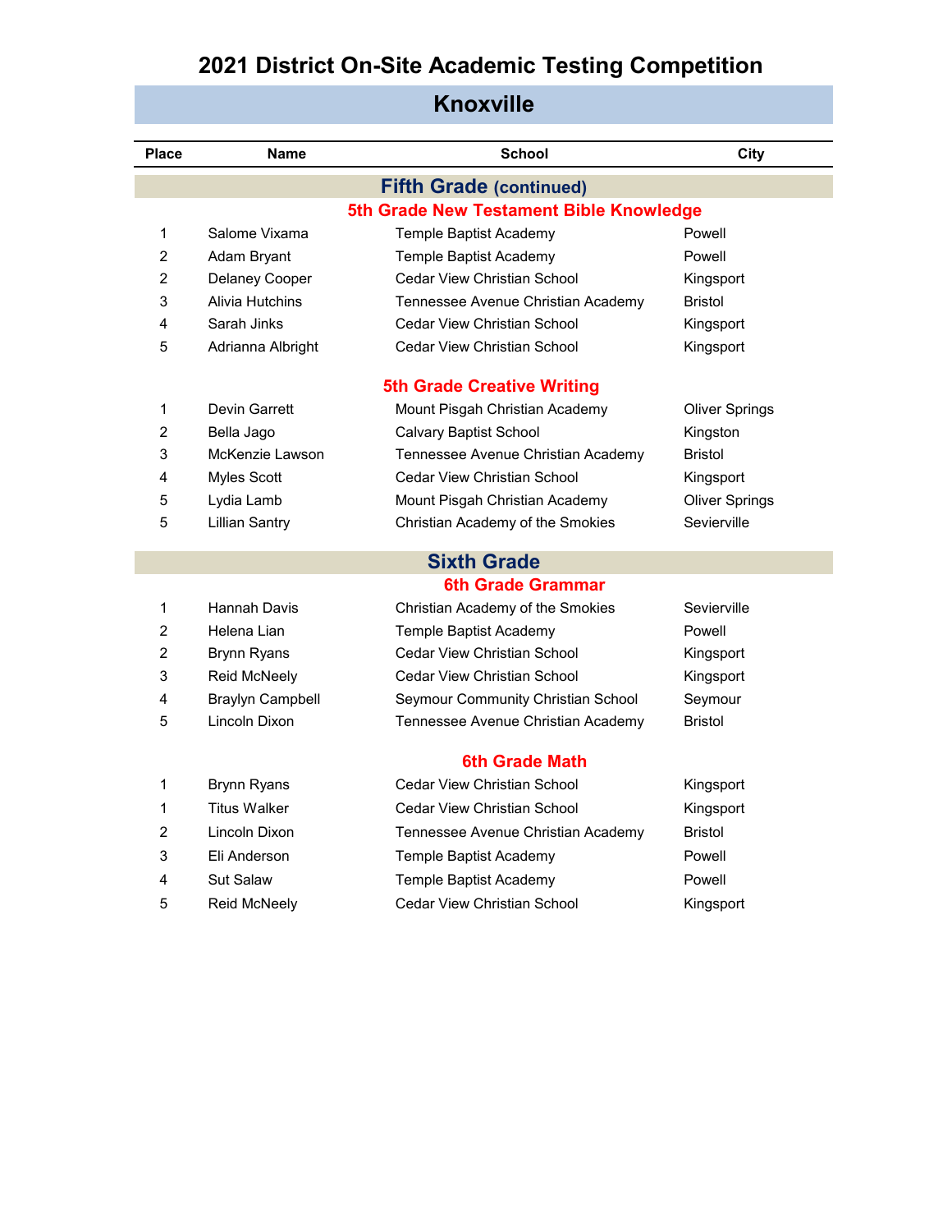# 2021 District On-Site Academic Testing Competition

## Knoxville

| Place | Name | School | City |
|---|---|---|---|

### Fifth Grade (continued)

#### 5th Grade New Testament Bible Knowledge

| Place | Name | School | City |
|---|---|---|---|
| 1 | Salome Vixama | Temple Baptist Academy | Powell |
| 2 | Adam Bryant | Temple Baptist Academy | Powell |
| 2 | Delaney Cooper | Cedar View Christian School | Kingsport |
| 3 | Alivia Hutchins | Tennessee Avenue Christian Academy | Bristol |
| 4 | Sarah Jinks | Cedar View Christian School | Kingsport |
| 5 | Adrianna Albright | Cedar View Christian School | Kingsport |

#### 5th Grade Creative Writing

| Place | Name | School | City |
|---|---|---|---|
| 1 | Devin Garrett | Mount Pisgah Christian Academy | Oliver Springs |
| 2 | Bella Jago | Calvary Baptist School | Kingston |
| 3 | McKenzie Lawson | Tennessee Avenue Christian Academy | Bristol |
| 4 | Myles Scott | Cedar View Christian School | Kingsport |
| 5 | Lydia Lamb | Mount Pisgah Christian Academy | Oliver Springs |
| 5 | Lillian Santry | Christian Academy of the Smokies | Sevierville |

### Sixth Grade

#### 6th Grade Grammar

| Place | Name | School | City |
|---|---|---|---|
| 1 | Hannah Davis | Christian Academy of the Smokies | Sevierville |
| 2 | Helena Lian | Temple Baptist Academy | Powell |
| 2 | Brynn Ryans | Cedar View Christian School | Kingsport |
| 3 | Reid McNeely | Cedar View Christian School | Kingsport |
| 4 | Braylyn Campbell | Seymour Community Christian School | Seymour |
| 5 | Lincoln Dixon | Tennessee Avenue Christian Academy | Bristol |

#### 6th Grade Math

| Place | Name | School | City |
|---|---|---|---|
| 1 | Brynn Ryans | Cedar View Christian School | Kingsport |
| 1 | Titus Walker | Cedar View Christian School | Kingsport |
| 2 | Lincoln Dixon | Tennessee Avenue Christian Academy | Bristol |
| 3 | Eli Anderson | Temple Baptist Academy | Powell |
| 4 | Sut Salaw | Temple Baptist Academy | Powell |
| 5 | Reid McNeely | Cedar View Christian School | Kingsport |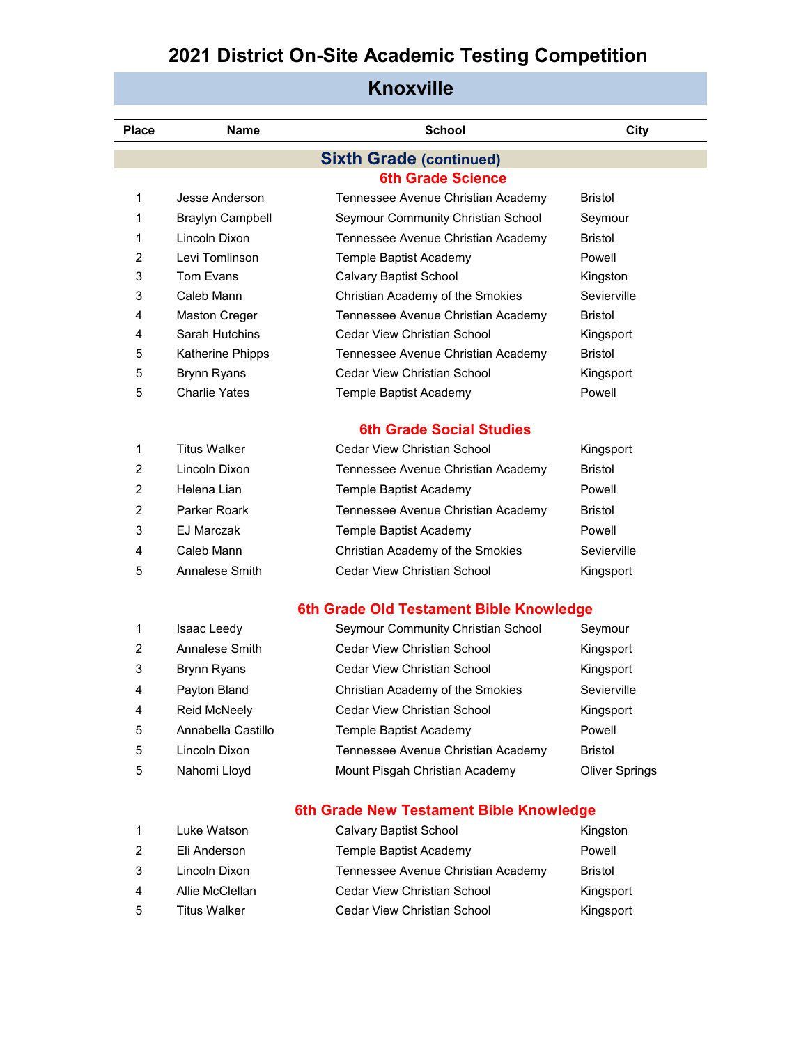# 2021 District On-Site Academic Testing Competition

## Knoxville

| Place | Name | School | City |
|---|---|---|---|

## Sixth Grade (continued)

### 6th Grade Science

| Place | Name | School | City |
|---|---|---|---|
| 1 | Jesse Anderson | Tennessee Avenue Christian Academy | Bristol |
| 1 | Braylyn Campbell | Seymour Community Christian School | Seymour |
| 1 | Lincoln Dixon | Tennessee Avenue Christian Academy | Bristol |
| 2 | Levi Tomlinson | Temple Baptist Academy | Powell |
| 3 | Tom Evans | Calvary Baptist School | Kingston |
| 3 | Caleb Mann | Christian Academy of the Smokies | Sevierville |
| 4 | Maston Creger | Tennessee Avenue Christian Academy | Bristol |
| 4 | Sarah Hutchins | Cedar View Christian School | Kingsport |
| 5 | Katherine Phipps | Tennessee Avenue Christian Academy | Bristol |
| 5 | Brynn Ryans | Cedar View Christian School | Kingsport |
| 5 | Charlie Yates | Temple Baptist Academy | Powell |

### 6th Grade Social Studies

| Place | Name | School | City |
|---|---|---|---|
| 1 | Titus Walker | Cedar View Christian School | Kingsport |
| 2 | Lincoln Dixon | Tennessee Avenue Christian Academy | Bristol |
| 2 | Helena Lian | Temple Baptist Academy | Powell |
| 2 | Parker Roark | Tennessee Avenue Christian Academy | Bristol |
| 3 | EJ Marczak | Temple Baptist Academy | Powell |
| 4 | Caleb Mann | Christian Academy of the Smokies | Sevierville |
| 5 | Annalese Smith | Cedar View Christian School | Kingsport |

### 6th Grade Old Testament Bible Knowledge

| Place | Name | School | City |
|---|---|---|---|
| 1 | Isaac Leedy | Seymour Community Christian School | Seymour |
| 2 | Annalese Smith | Cedar View Christian School | Kingsport |
| 3 | Brynn Ryans | Cedar View Christian School | Kingsport |
| 4 | Payton Bland | Christian Academy of the Smokies | Sevierville |
| 4 | Reid McNeely | Cedar View Christian School | Kingsport |
| 5 | Annabella Castillo | Temple Baptist Academy | Powell |
| 5 | Lincoln Dixon | Tennessee Avenue Christian Academy | Bristol |
| 5 | Nahomi Lloyd | Mount Pisgah Christian Academy | Oliver Springs |

### 6th Grade New Testament Bible Knowledge

| Place | Name | School | City |
|---|---|---|---|
| 1 | Luke Watson | Calvary Baptist School | Kingston |
| 2 | Eli Anderson | Temple Baptist Academy | Powell |
| 3 | Lincoln Dixon | Tennessee Avenue Christian Academy | Bristol |
| 4 | Allie McClellan | Cedar View Christian School | Kingsport |
| 5 | Titus Walker | Cedar View Christian School | Kingsport |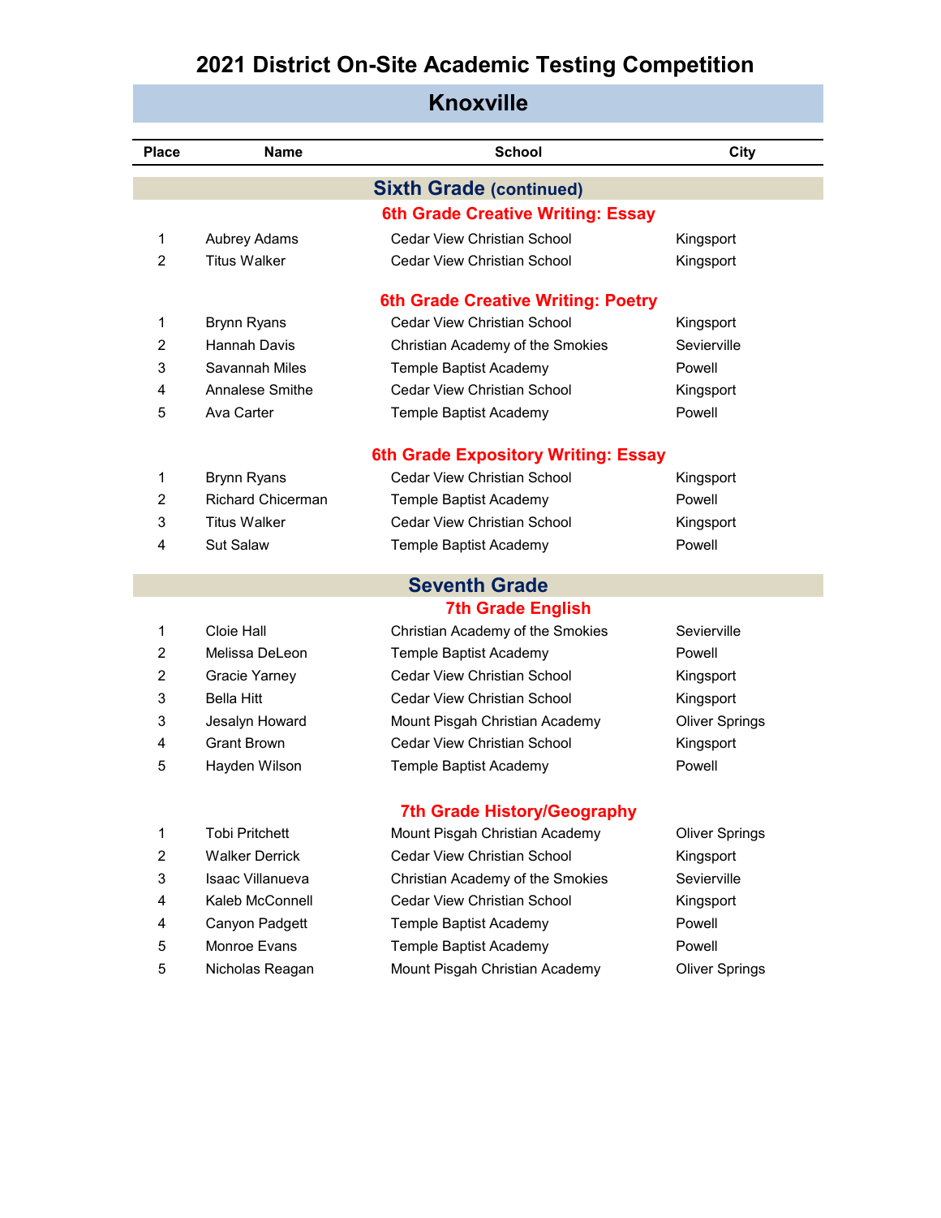# 2021 District On-Site Academic Testing Competition

## Knoxville

| Place | Name | School | City |
|---|---|---|---|

## Sixth Grade (continued)

### 6th Grade Creative Writing: Essay

| Place | Name | School | City |
|---|---|---|---|
| 1 | Aubrey Adams | Cedar View Christian School | Kingsport |
| 2 | Titus Walker | Cedar View Christian School | Kingsport |

### 6th Grade Creative Writing: Poetry

| Place | Name | School | City |
|---|---|---|---|
| 1 | Brynn Ryans | Cedar View Christian School | Kingsport |
| 2 | Hannah Davis | Christian Academy of the Smokies | Sevierville |
| 3 | Savannah Miles | Temple Baptist Academy | Powell |
| 4 | Annalese Smithe | Cedar View Christian School | Kingsport |
| 5 | Ava Carter | Temple Baptist Academy | Powell |

### 6th Grade Expository Writing: Essay

| Place | Name | School | City |
|---|---|---|---|
| 1 | Brynn Ryans | Cedar View Christian School | Kingsport |
| 2 | Richard Chicerman | Temple Baptist Academy | Powell |
| 3 | Titus Walker | Cedar View Christian School | Kingsport |
| 4 | Sut Salaw | Temple Baptist Academy | Powell |

## Seventh Grade

### 7th Grade English

| Place | Name | School | City |
|---|---|---|---|
| 1 | Cloie Hall | Christian Academy of the Smokies | Sevierville |
| 2 | Melissa DeLeon | Temple Baptist Academy | Powell |
| 2 | Gracie Yarney | Cedar View Christian School | Kingsport |
| 3 | Bella Hitt | Cedar View Christian School | Kingsport |
| 3 | Jesalyn Howard | Mount Pisgah Christian Academy | Oliver Springs |
| 4 | Grant Brown | Cedar View Christian School | Kingsport |
| 5 | Hayden Wilson | Temple Baptist Academy | Powell |

### 7th Grade History/Geography

| Place | Name | School | City |
|---|---|---|---|
| 1 | Tobi Pritchett | Mount Pisgah Christian Academy | Oliver Springs |
| 2 | Walker Derrick | Cedar View Christian School | Kingsport |
| 3 | Isaac Villanueva | Christian Academy of the Smokies | Sevierville |
| 4 | Kaleb McConnell | Cedar View Christian School | Kingsport |
| 4 | Canyon Padgett | Temple Baptist Academy | Powell |
| 5 | Monroe Evans | Temple Baptist Academy | Powell |
| 5 | Nicholas Reagan | Mount Pisgah Christian Academy | Oliver Springs |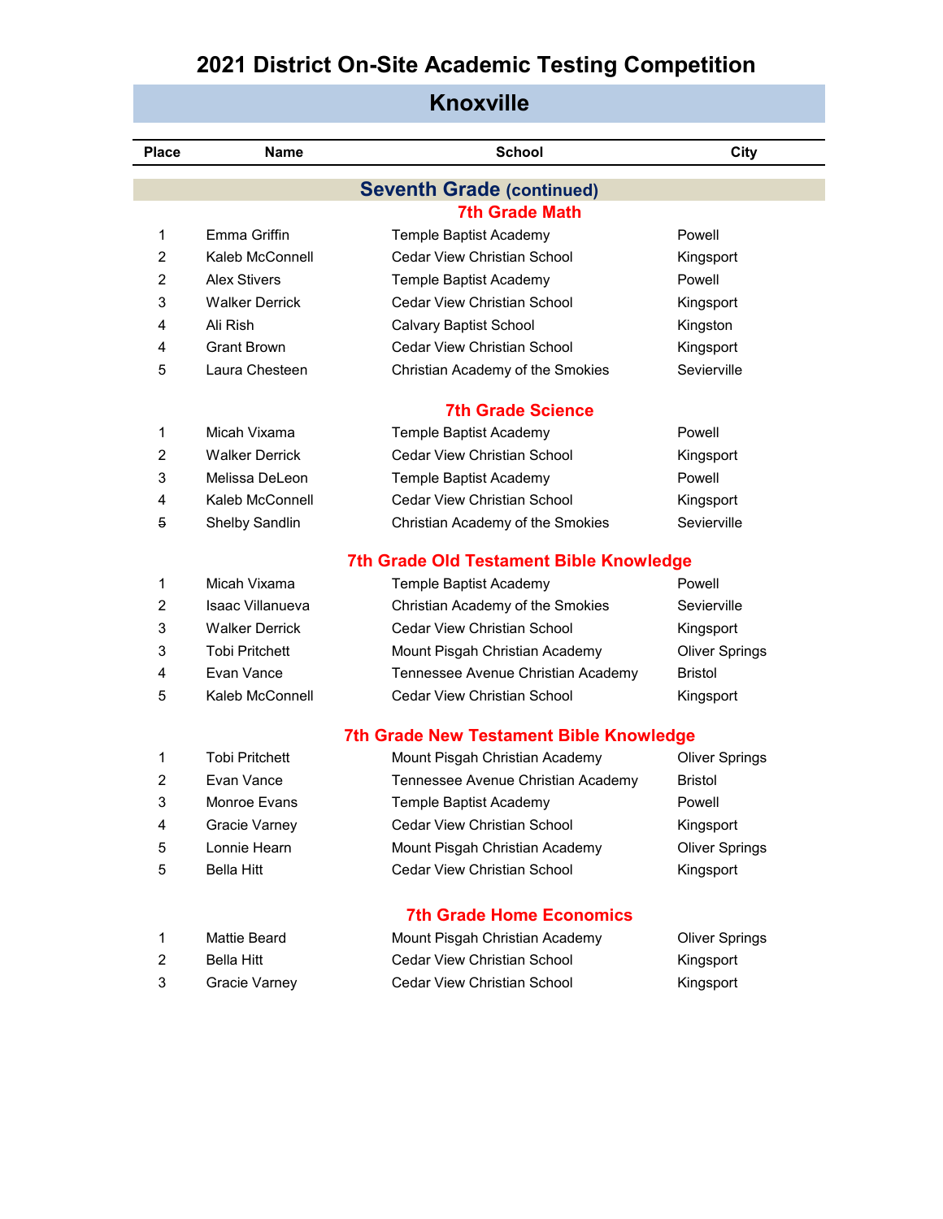# 2021 District On-Site Academic Testing Competition

## Knoxville

| Place | Name | School | City |
|---|---|---|---|

### Seventh Grade (continued)

#### 7th Grade Math

| Place | Name | School | City |
|---|---|---|---|
| 1 | Emma Griffin | Temple Baptist Academy | Powell |
| 2 | Kaleb McConnell | Cedar View Christian School | Kingsport |
| 2 | Alex Stivers | Temple Baptist Academy | Powell |
| 3 | Walker Derrick | Cedar View Christian School | Kingsport |
| 4 | Ali Rish | Calvary Baptist School | Kingston |
| 4 | Grant Brown | Cedar View Christian School | Kingsport |
| 5 | Laura Chesteen | Christian Academy of the Smokies | Sevierville |

#### 7th Grade Science

| Place | Name | School | City |
|---|---|---|---|
| 1 | Micah Vixama | Temple Baptist Academy | Powell |
| 2 | Walker Derrick | Cedar View Christian School | Kingsport |
| 3 | Melissa DeLeon | Temple Baptist Academy | Powell |
| 4 | Kaleb McConnell | Cedar View Christian School | Kingsport |
| 5 | Shelby Sandlin | Christian Academy of the Smokies | Sevierville |

#### 7th Grade Old Testament Bible Knowledge

| Place | Name | School | City |
|---|---|---|---|
| 1 | Micah Vixama | Temple Baptist Academy | Powell |
| 2 | Isaac Villanueva | Christian Academy of the Smokies | Sevierville |
| 3 | Walker Derrick | Cedar View Christian School | Kingsport |
| 3 | Tobi Pritchett | Mount Pisgah Christian Academy | Oliver Springs |
| 4 | Evan Vance | Tennessee Avenue Christian Academy | Bristol |
| 5 | Kaleb McConnell | Cedar View Christian School | Kingsport |

#### 7th Grade New Testament Bible Knowledge

| Place | Name | School | City |
|---|---|---|---|
| 1 | Tobi Pritchett | Mount Pisgah Christian Academy | Oliver Springs |
| 2 | Evan Vance | Tennessee Avenue Christian Academy | Bristol |
| 3 | Monroe Evans | Temple Baptist Academy | Powell |
| 4 | Gracie Varney | Cedar View Christian School | Kingsport |
| 5 | Lonnie Hearn | Mount Pisgah Christian Academy | Oliver Springs |
| 5 | Bella Hitt | Cedar View Christian School | Kingsport |

#### 7th Grade Home Economics

| Place | Name | School | City |
|---|---|---|---|
| 1 | Mattie Beard | Mount Pisgah Christian Academy | Oliver Springs |
| 2 | Bella Hitt | Cedar View Christian School | Kingsport |
| 3 | Gracie Varney | Cedar View Christian School | Kingsport |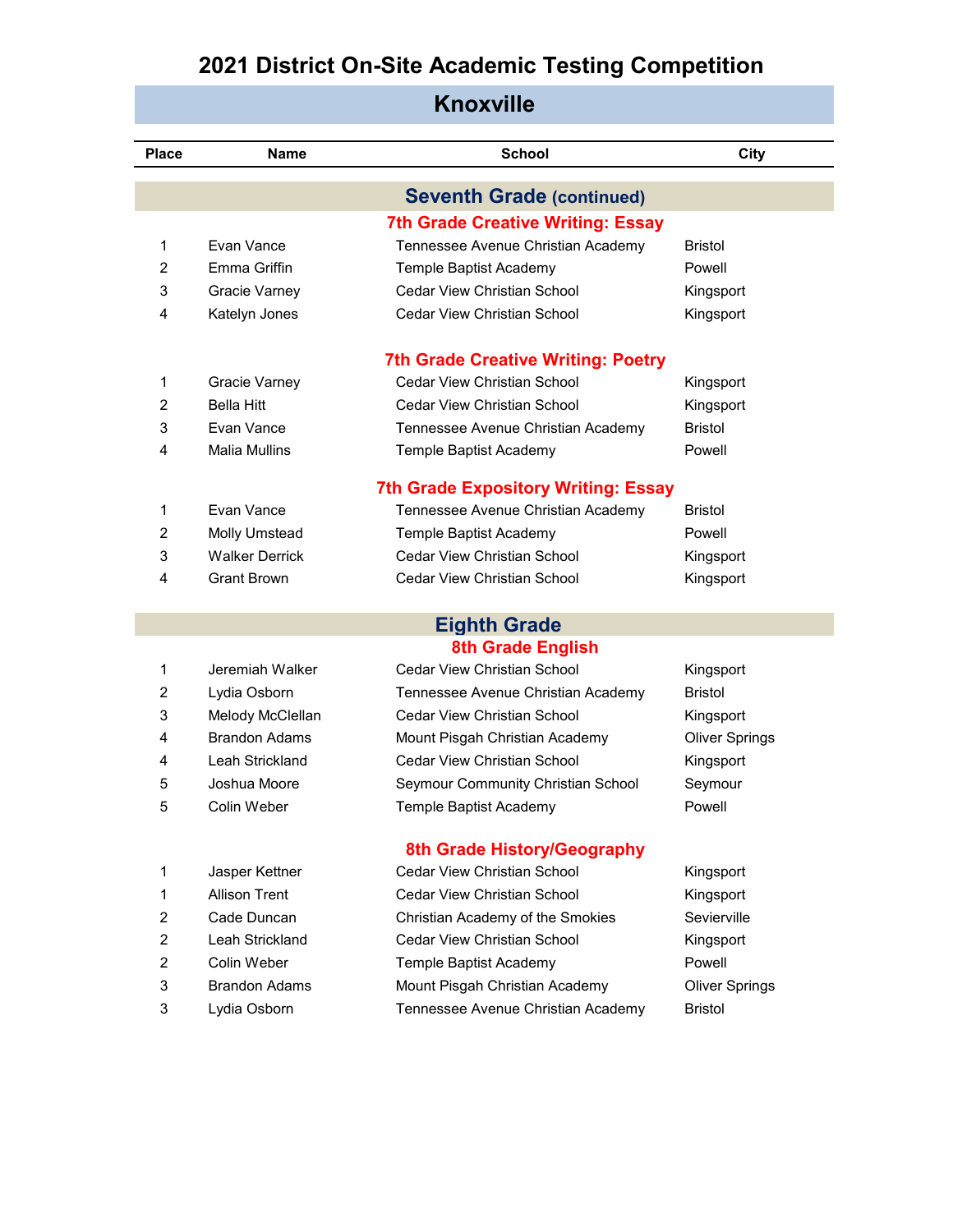# 2021 District On-Site Academic Testing Competition

## Knoxville

| Place | Name | School | City |
|---|---|---|---|

## Seventh Grade (continued)

### 7th Grade Creative Writing: Essay

| Place | Name | School | City |
|---|---|---|---|
| 1 | Evan Vance | Tennessee Avenue Christian Academy | Bristol |
| 2 | Emma Griffin | Temple Baptist Academy | Powell |
| 3 | Gracie Varney | Cedar View Christian School | Kingsport |
| 4 | Katelyn Jones | Cedar View Christian School | Kingsport |

### 7th Grade Creative Writing: Poetry

| Place | Name | School | City |
|---|---|---|---|
| 1 | Gracie Varney | Cedar View Christian School | Kingsport |
| 2 | Bella Hitt | Cedar View Christian School | Kingsport |
| 3 | Evan Vance | Tennessee Avenue Christian Academy | Bristol |
| 4 | Malia Mullins | Temple Baptist Academy | Powell |

### 7th Grade Expository Writing: Essay

| Place | Name | School | City |
|---|---|---|---|
| 1 | Evan Vance | Tennessee Avenue Christian Academy | Bristol |
| 2 | Molly Umstead | Temple Baptist Academy | Powell |
| 3 | Walker Derrick | Cedar View Christian School | Kingsport |
| 4 | Grant Brown | Cedar View Christian School | Kingsport |

## Eighth Grade

### 8th Grade English

| Place | Name | School | City |
|---|---|---|---|
| 1 | Jeremiah Walker | Cedar View Christian School | Kingsport |
| 2 | Lydia Osborn | Tennessee Avenue Christian Academy | Bristol |
| 3 | Melody McClellan | Cedar View Christian School | Kingsport |
| 4 | Brandon Adams | Mount Pisgah Christian Academy | Oliver Springs |
| 4 | Leah Strickland | Cedar View Christian School | Kingsport |
| 5 | Joshua Moore | Seymour Community Christian School | Seymour |
| 5 | Colin Weber | Temple Baptist Academy | Powell |

### 8th Grade History/Geography

| Place | Name | School | City |
|---|---|---|---|
| 1 | Jasper Kettner | Cedar View Christian School | Kingsport |
| 1 | Allison Trent | Cedar View Christian School | Kingsport |
| 2 | Cade Duncan | Christian Academy of the Smokies | Sevierville |
| 2 | Leah Strickland | Cedar View Christian School | Kingsport |
| 2 | Colin Weber | Temple Baptist Academy | Powell |
| 3 | Brandon Adams | Mount Pisgah Christian Academy | Oliver Springs |
| 3 | Lydia Osborn | Tennessee Avenue Christian Academy | Bristol |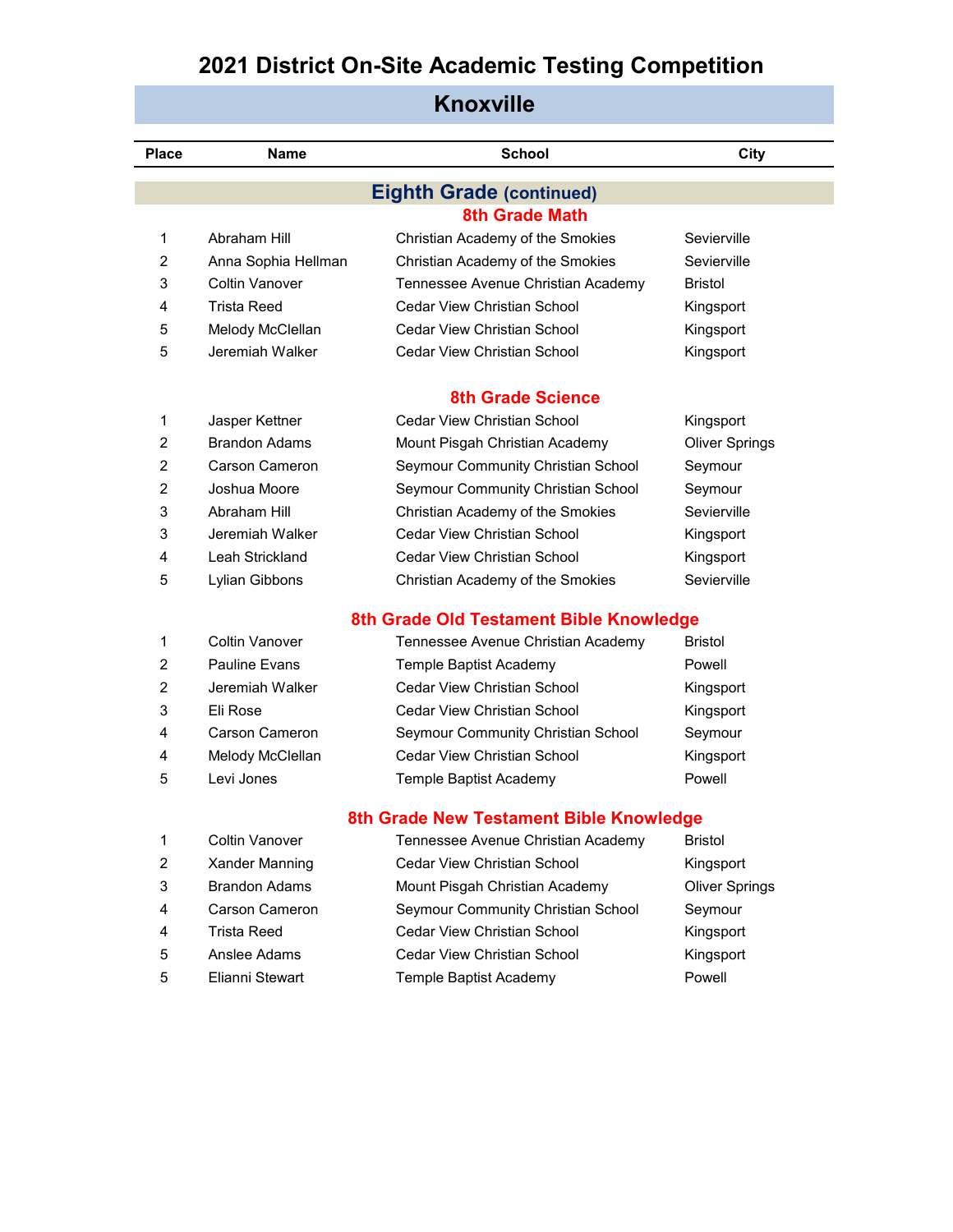# 2021 District On-Site Academic Testing Competition

## Knoxville

| Place | Name | School | City |
|---|---|---|---|

## Eighth Grade (continued)

### 8th Grade Math

| Place | Name | School | City |
|---|---|---|---|
| 1 | Abraham Hill | Christian Academy of the Smokies | Sevierville |
| 2 | Anna Sophia Hellman | Christian Academy of the Smokies | Sevierville |
| 3 | Coltin Vanover | Tennessee Avenue Christian Academy | Bristol |
| 4 | Trista Reed | Cedar View Christian School | Kingsport |
| 5 | Melody McClellan | Cedar View Christian School | Kingsport |
| 5 | Jeremiah Walker | Cedar View Christian School | Kingsport |

### 8th Grade Science

| Place | Name | School | City |
|---|---|---|---|
| 1 | Jasper Kettner | Cedar View Christian School | Kingsport |
| 2 | Brandon Adams | Mount Pisgah Christian Academy | Oliver Springs |
| 2 | Carson Cameron | Seymour Community Christian School | Seymour |
| 2 | Joshua Moore | Seymour Community Christian School | Seymour |
| 3 | Abraham Hill | Christian Academy of the Smokies | Sevierville |
| 3 | Jeremiah Walker | Cedar View Christian School | Kingsport |
| 4 | Leah Strickland | Cedar View Christian School | Kingsport |
| 5 | Lylian Gibbons | Christian Academy of the Smokies | Sevierville |

### 8th Grade Old Testament Bible Knowledge

| Place | Name | School | City |
|---|---|---|---|
| 1 | Coltin Vanover | Tennessee Avenue Christian Academy | Bristol |
| 2 | Pauline Evans | Temple Baptist Academy | Powell |
| 2 | Jeremiah Walker | Cedar View Christian School | Kingsport |
| 3 | Eli Rose | Cedar View Christian School | Kingsport |
| 4 | Carson Cameron | Seymour Community Christian School | Seymour |
| 4 | Melody McClellan | Cedar View Christian School | Kingsport |
| 5 | Levi Jones | Temple Baptist Academy | Powell |

### 8th Grade New Testament Bible Knowledge

| Place | Name | School | City |
|---|---|---|---|
| 1 | Coltin Vanover | Tennessee Avenue Christian Academy | Bristol |
| 2 | Xander Manning | Cedar View Christian School | Kingsport |
| 3 | Brandon Adams | Mount Pisgah Christian Academy | Oliver Springs |
| 4 | Carson Cameron | Seymour Community Christian School | Seymour |
| 4 | Trista Reed | Cedar View Christian School | Kingsport |
| 5 | Anslee Adams | Cedar View Christian School | Kingsport |
| 5 | Elianni Stewart | Temple Baptist Academy | Powell |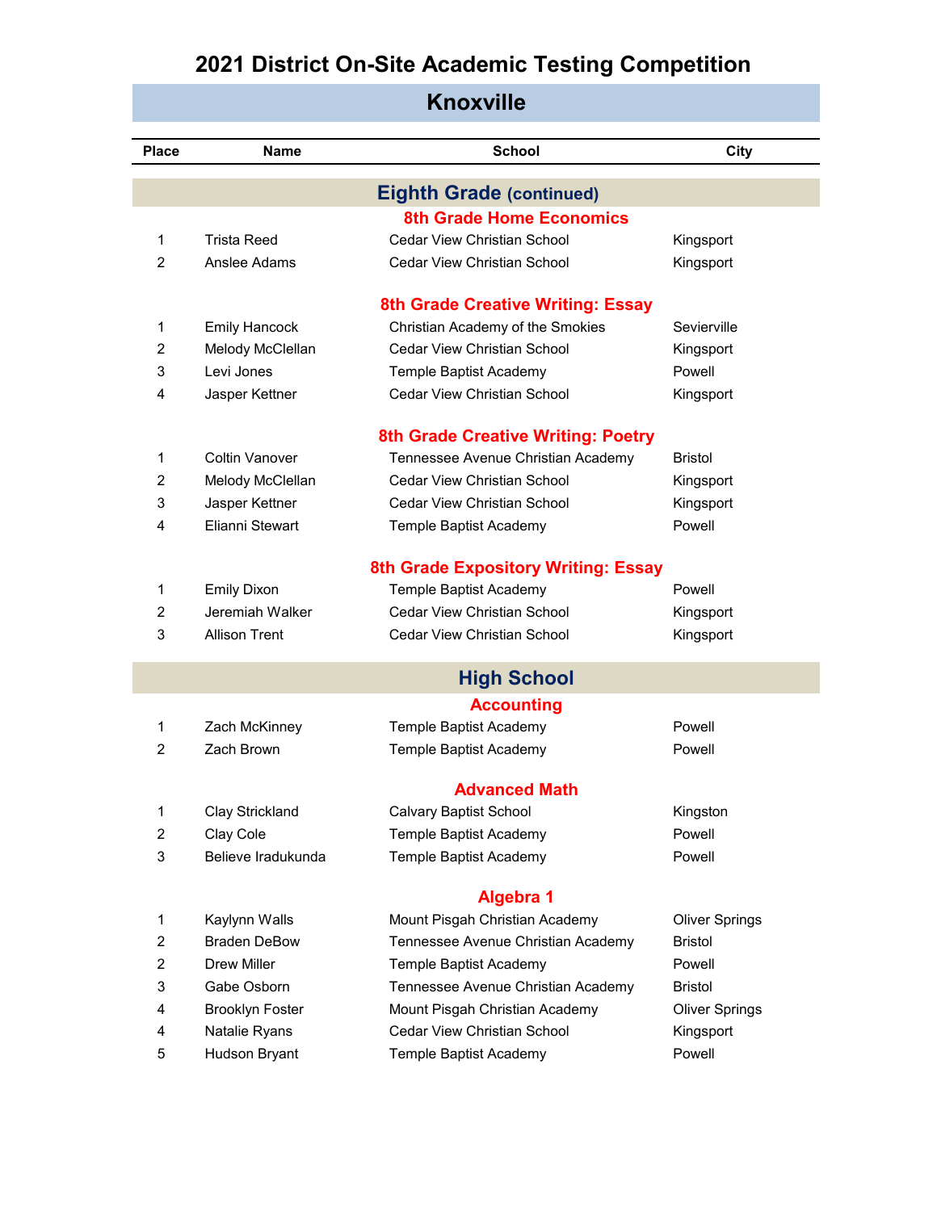# 2021 District On-Site Academic Testing Competition

## Knoxville

| Place | Name | School | City |
|---|---|---|---|

## Eighth Grade (continued)

### 8th Grade Home Economics

| Place | Name | School | City |
|---|---|---|---|
| 1 | Trista Reed | Cedar View Christian School | Kingsport |
| 2 | Anslee Adams | Cedar View Christian School | Kingsport |

### 8th Grade Creative Writing: Essay

| Place | Name | School | City |
|---|---|---|---|
| 1 | Emily Hancock | Christian Academy of the Smokies | Sevierville |
| 2 | Melody McClellan | Cedar View Christian School | Kingsport |
| 3 | Levi Jones | Temple Baptist Academy | Powell |
| 4 | Jasper Kettner | Cedar View Christian School | Kingsport |

### 8th Grade Creative Writing: Poetry

| Place | Name | School | City |
|---|---|---|---|
| 1 | Coltin Vanover | Tennessee Avenue Christian Academy | Bristol |
| 2 | Melody McClellan | Cedar View Christian School | Kingsport |
| 3 | Jasper Kettner | Cedar View Christian School | Kingsport |
| 4 | Elianni Stewart | Temple Baptist Academy | Powell |

### 8th Grade Expository Writing: Essay

| Place | Name | School | City |
|---|---|---|---|
| 1 | Emily Dixon | Temple Baptist Academy | Powell |
| 2 | Jeremiah Walker | Cedar View Christian School | Kingsport |
| 3 | Allison Trent | Cedar View Christian School | Kingsport |

## High School

### Accounting

| Place | Name | School | City |
|---|---|---|---|
| 1 | Zach McKinney | Temple Baptist Academy | Powell |
| 2 | Zach Brown | Temple Baptist Academy | Powell |

### Advanced Math

| Place | Name | School | City |
|---|---|---|---|
| 1 | Clay Strickland | Calvary Baptist School | Kingston |
| 2 | Clay Cole | Temple Baptist Academy | Powell |
| 3 | Believe Iradukunda | Temple Baptist Academy | Powell |

### Algebra 1

| Place | Name | School | City |
|---|---|---|---|
| 1 | Kaylynn Walls | Mount Pisgah Christian Academy | Oliver Springs |
| 2 | Braden DeBow | Tennessee Avenue Christian Academy | Bristol |
| 2 | Drew Miller | Temple Baptist Academy | Powell |
| 3 | Gabe Osborn | Tennessee Avenue Christian Academy | Bristol |
| 4 | Brooklyn Foster | Mount Pisgah Christian Academy | Oliver Springs |
| 4 | Natalie Ryans | Cedar View Christian School | Kingsport |
| 5 | Hudson Bryant | Temple Baptist Academy | Powell |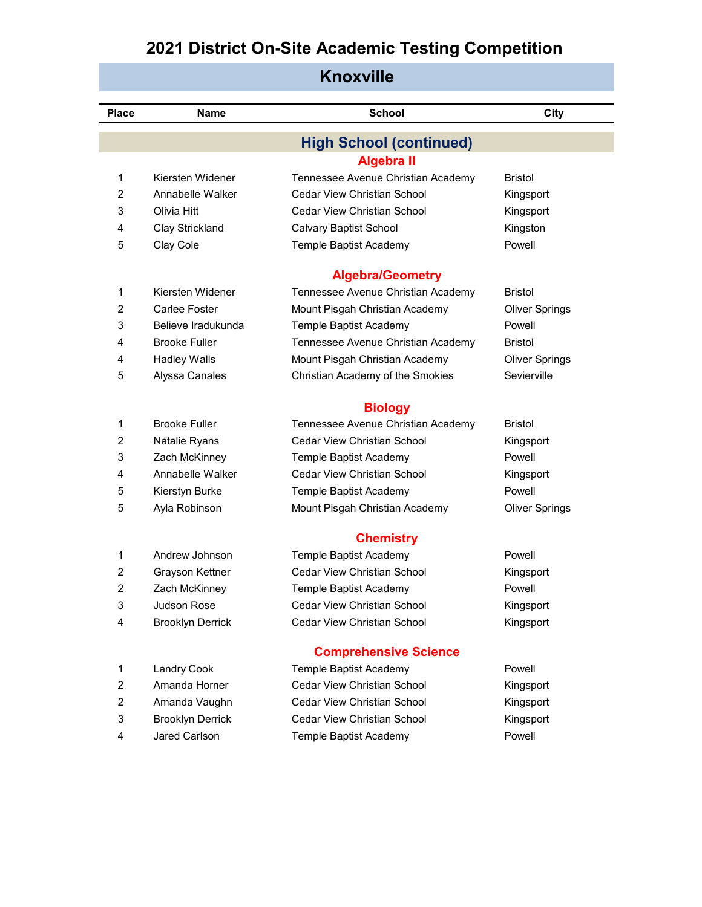# 2021 District On-Site Academic Testing Competition

## Knoxville

| Place | Name | School | City |
|---|---|---|---|

### High School (continued)

#### Algebra II

| Place | Name | School | City |
|---|---|---|---|
| 1 | Kiersten Widener | Tennessee Avenue Christian Academy | Bristol |
| 2 | Annabelle Walker | Cedar View Christian School | Kingsport |
| 3 | Olivia Hitt | Cedar View Christian School | Kingsport |
| 4 | Clay Strickland | Calvary Baptist School | Kingston |
| 5 | Clay Cole | Temple Baptist Academy | Powell |

#### Algebra/Geometry

| Place | Name | School | City |
|---|---|---|---|
| 1 | Kiersten Widener | Tennessee Avenue Christian Academy | Bristol |
| 2 | Carlee Foster | Mount Pisgah Christian Academy | Oliver Springs |
| 3 | Believe Iradukunda | Temple Baptist Academy | Powell |
| 4 | Brooke Fuller | Tennessee Avenue Christian Academy | Bristol |
| 4 | Hadley Walls | Mount Pisgah Christian Academy | Oliver Springs |
| 5 | Alyssa Canales | Christian Academy of the Smokies | Sevierville |

#### Biology

| Place | Name | School | City |
|---|---|---|---|
| 1 | Brooke Fuller | Tennessee Avenue Christian Academy | Bristol |
| 2 | Natalie Ryans | Cedar View Christian School | Kingsport |
| 3 | Zach McKinney | Temple Baptist Academy | Powell |
| 4 | Annabelle Walker | Cedar View Christian School | Kingsport |
| 5 | Kierstyn Burke | Temple Baptist Academy | Powell |
| 5 | Ayla Robinson | Mount Pisgah Christian Academy | Oliver Springs |

#### Chemistry

| Place | Name | School | City |
|---|---|---|---|
| 1 | Andrew Johnson | Temple Baptist Academy | Powell |
| 2 | Grayson Kettner | Cedar View Christian School | Kingsport |
| 2 | Zach McKinney | Temple Baptist Academy | Powell |
| 3 | Judson Rose | Cedar View Christian School | Kingsport |
| 4 | Brooklyn Derrick | Cedar View Christian School | Kingsport |

#### Comprehensive Science

| Place | Name | School | City |
|---|---|---|---|
| 1 | Landry Cook | Temple Baptist Academy | Powell |
| 2 | Amanda Horner | Cedar View Christian School | Kingsport |
| 2 | Amanda Vaughn | Cedar View Christian School | Kingsport |
| 3 | Brooklyn Derrick | Cedar View Christian School | Kingsport |
| 4 | Jared Carlson | Temple Baptist Academy | Powell |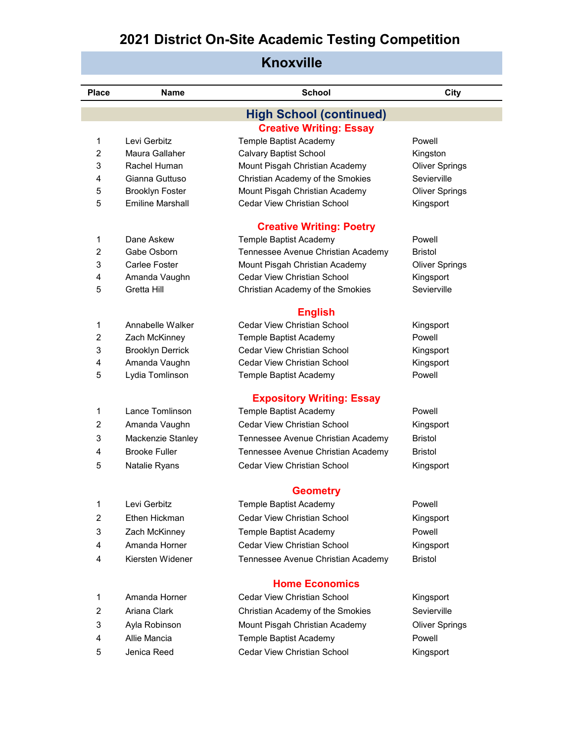# 2021 District On-Site Academic Testing Competition

## Knoxville

| Place | Name | School | City |
|---|---|---|---|

### High School (continued)

#### Creative Writing: Essay

| Place | Name | School | City |
|---|---|---|---|
| 1 | Levi Gerbitz | Temple Baptist Academy | Powell |
| 2 | Maura Gallaher | Calvary Baptist School | Kingston |
| 3 | Rachel Human | Mount Pisgah Christian Academy | Oliver Springs |
| 4 | Gianna Guttuso | Christian Academy of the Smokies | Sevierville |
| 5 | Brooklyn Foster | Mount Pisgah Christian Academy | Oliver Springs |
| 5 | Emiline Marshall | Cedar View Christian School | Kingsport |

#### Creative Writing: Poetry

| Place | Name | School | City |
|---|---|---|---|
| 1 | Dane Askew | Temple Baptist Academy | Powell |
| 2 | Gabe Osborn | Tennessee Avenue Christian Academy | Bristol |
| 3 | Carlee Foster | Mount Pisgah Christian Academy | Oliver Springs |
| 4 | Amanda Vaughn | Cedar View Christian School | Kingsport |
| 5 | Gretta Hill | Christian Academy of the Smokies | Sevierville |

#### English

| Place | Name | School | City |
|---|---|---|---|
| 1 | Annabelle Walker | Cedar View Christian School | Kingsport |
| 2 | Zach McKinney | Temple Baptist Academy | Powell |
| 3 | Brooklyn Derrick | Cedar View Christian School | Kingsport |
| 4 | Amanda Vaughn | Cedar View Christian School | Kingsport |
| 5 | Lydia Tomlinson | Temple Baptist Academy | Powell |

#### Expository Writing: Essay

| Place | Name | School | City |
|---|---|---|---|
| 1 | Lance Tomlinson | Temple Baptist Academy | Powell |
| 2 | Amanda Vaughn | Cedar View Christian School | Kingsport |
| 3 | Mackenzie Stanley | Tennessee Avenue Christian Academy | Bristol |
| 4 | Brooke Fuller | Tennessee Avenue Christian Academy | Bristol |
| 5 | Natalie Ryans | Cedar View Christian School | Kingsport |

#### Geometry

| Place | Name | School | City |
|---|---|---|---|
| 1 | Levi Gerbitz | Temple Baptist Academy | Powell |
| 2 | Ethen Hickman | Cedar View Christian School | Kingsport |
| 3 | Zach McKinney | Temple Baptist Academy | Powell |
| 4 | Amanda Horner | Cedar View Christian School | Kingsport |
| 4 | Kiersten Widener | Tennessee Avenue Christian Academy | Bristol |

#### Home Economics

| Place | Name | School | City |
|---|---|---|---|
| 1 | Amanda Horner | Cedar View Christian School | Kingsport |
| 2 | Ariana Clark | Christian Academy of the Smokies | Sevierville |
| 3 | Ayla Robinson | Mount Pisgah Christian Academy | Oliver Springs |
| 4 | Allie Mancia | Temple Baptist Academy | Powell |
| 5 | Jenica Reed | Cedar View Christian School | Kingsport |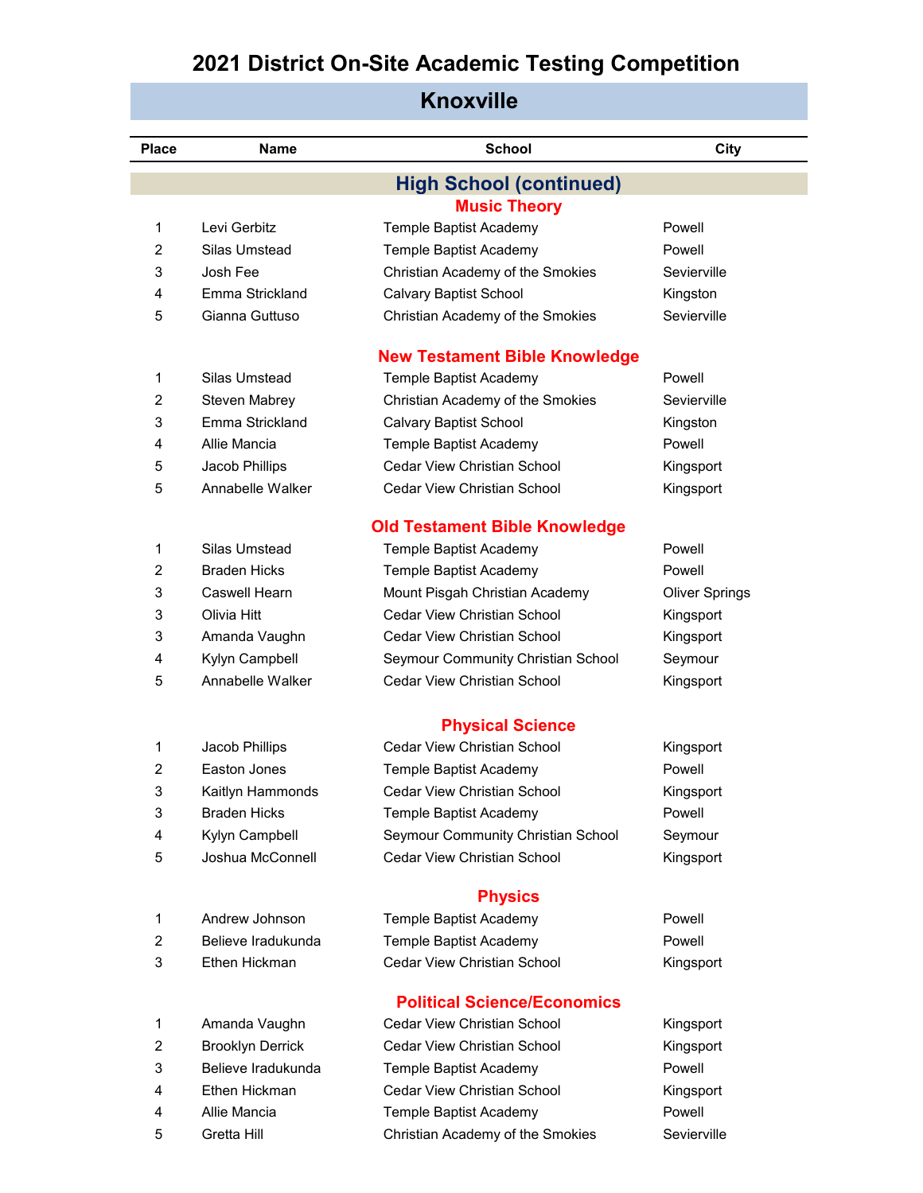# 2021 District On-Site Academic Testing Competition

## Knoxville

| Place | Name | School | City |
|---|---|---|---|

## High School (continued)

### Music Theory

| Place | Name | School | City |
|---|---|---|---|
| 1 | Levi Gerbitz | Temple Baptist Academy | Powell |
| 2 | Silas Umstead | Temple Baptist Academy | Powell |
| 3 | Josh Fee | Christian Academy of the Smokies | Sevierville |
| 4 | Emma Strickland | Calvary Baptist School | Kingston |
| 5 | Gianna Guttuso | Christian Academy of the Smokies | Sevierville |

### New Testament Bible Knowledge

| Place | Name | School | City |
|---|---|---|---|
| 1 | Silas Umstead | Temple Baptist Academy | Powell |
| 2 | Steven Mabrey | Christian Academy of the Smokies | Sevierville |
| 3 | Emma Strickland | Calvary Baptist School | Kingston |
| 4 | Allie Mancia | Temple Baptist Academy | Powell |
| 5 | Jacob Phillips | Cedar View Christian School | Kingsport |
| 5 | Annabelle Walker | Cedar View Christian School | Kingsport |

### Old Testament Bible Knowledge

| Place | Name | School | City |
|---|---|---|---|
| 1 | Silas Umstead | Temple Baptist Academy | Powell |
| 2 | Braden Hicks | Temple Baptist Academy | Powell |
| 3 | Caswell Hearn | Mount Pisgah Christian Academy | Oliver Springs |
| 3 | Olivia Hitt | Cedar View Christian School | Kingsport |
| 3 | Amanda Vaughn | Cedar View Christian School | Kingsport |
| 4 | Kylyn Campbell | Seymour Community Christian School | Seymour |
| 5 | Annabelle Walker | Cedar View Christian School | Kingsport |

### Physical Science

| Place | Name | School | City |
|---|---|---|---|
| 1 | Jacob Phillips | Cedar View Christian School | Kingsport |
| 2 | Easton Jones | Temple Baptist Academy | Powell |
| 3 | Kaitlyn Hammonds | Cedar View Christian School | Kingsport |
| 3 | Braden Hicks | Temple Baptist Academy | Powell |
| 4 | Kylyn Campbell | Seymour Community Christian School | Seymour |
| 5 | Joshua McConnell | Cedar View Christian School | Kingsport |

### Physics

| Place | Name | School | City |
|---|---|---|---|
| 1 | Andrew Johnson | Temple Baptist Academy | Powell |
| 2 | Believe Iradukunda | Temple Baptist Academy | Powell |
| 3 | Ethen Hickman | Cedar View Christian School | Kingsport |

### Political Science/Economics

| Place | Name | School | City |
|---|---|---|---|
| 1 | Amanda Vaughn | Cedar View Christian School | Kingsport |
| 2 | Brooklyn Derrick | Cedar View Christian School | Kingsport |
| 3 | Believe Iradukunda | Temple Baptist Academy | Powell |
| 4 | Ethen Hickman | Cedar View Christian School | Kingsport |
| 4 | Allie Mancia | Temple Baptist Academy | Powell |
| 5 | Gretta Hill | Christian Academy of the Smokies | Sevierville |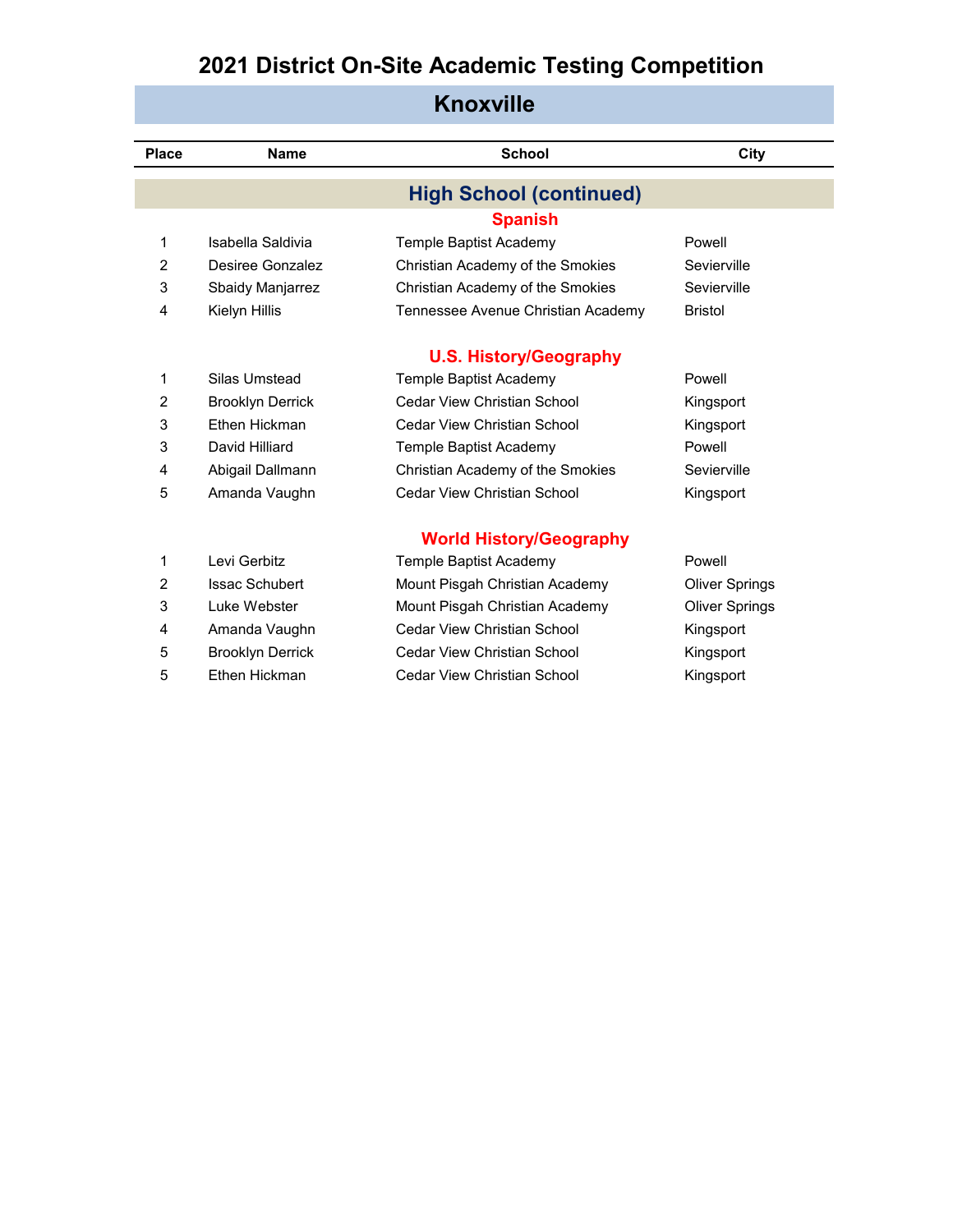# 2021 District On-Site Academic Testing Competition

## Knoxville

| Place | Name | School | City |
|---|---|---|---|

### High School (continued)

#### Spanish

| Place | Name | School | City |
|---|---|---|---|
| 1 | Isabella Saldivia | Temple Baptist Academy | Powell |
| 2 | Desiree Gonzalez | Christian Academy of the Smokies | Sevierville |
| 3 | Sbaidy Manjarrez | Christian Academy of the Smokies | Sevierville |
| 4 | Kielyn Hillis | Tennessee Avenue Christian Academy | Bristol |

#### U.S. History/Geography

| Place | Name | School | City |
|---|---|---|---|
| 1 | Silas Umstead | Temple Baptist Academy | Powell |
| 2 | Brooklyn Derrick | Cedar View Christian School | Kingsport |
| 3 | Ethen Hickman | Cedar View Christian School | Kingsport |
| 3 | David Hilliard | Temple Baptist Academy | Powell |
| 4 | Abigail Dallmann | Christian Academy of the Smokies | Sevierville |
| 5 | Amanda Vaughn | Cedar View Christian School | Kingsport |

#### World History/Geography

| Place | Name | School | City |
|---|---|---|---|
| 1 | Levi Gerbitz | Temple Baptist Academy | Powell |
| 2 | Issac Schubert | Mount Pisgah Christian Academy | Oliver Springs |
| 3 | Luke Webster | Mount Pisgah Christian Academy | Oliver Springs |
| 4 | Amanda Vaughn | Cedar View Christian School | Kingsport |
| 5 | Brooklyn Derrick | Cedar View Christian School | Kingsport |
| 5 | Ethen Hickman | Cedar View Christian School | Kingsport |